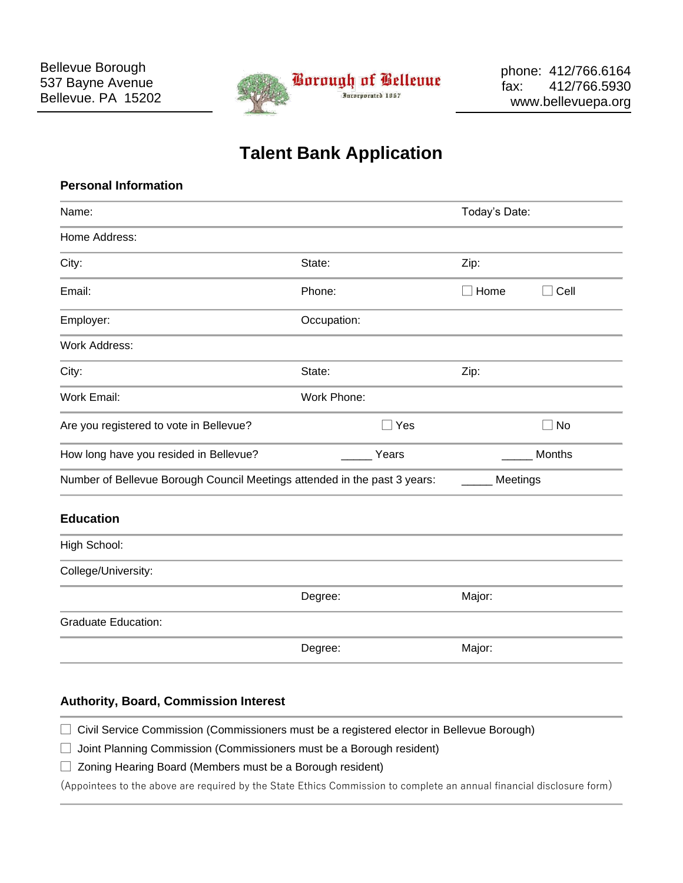Bellevue Borough
537 Bayne Avenue
Bellevue. PA 15202

**Borough of Bellevue**
Incorporated 1867

phone: 412/766.6164
fax: 412/766.5930
www.bellevuepa.org

# Talent Bank Application

## Personal Information

| | | |
|---|---|---|
| Name: | | Today's Date: |
| Home Address: | | |
| City: | State: | Zip: |
| Email: | Phone: | ☐ Home ☐ Cell |
| Employer: | Occupation: | |
| Work Address: | | |
| City: | State: | Zip: |
| Work Email: | Work Phone: | |
| Are you registered to vote in Bellevue? | ☐ Yes | ☐ No |
| How long have you resided in Bellevue? | _____ Years | _____ Months |
| Number of Bellevue Borough Council Meetings attended in the past 3 years: | | _____ Meetings |

## Education

| | | |
|---|---|---|
| High School: | | |
| College/University: | | |
| | Degree: | Major: |
| Graduate Education: | | |
| | Degree: | Major: |

## Authority, Board, Commission Interest

☐ Civil Service Commission (Commissioners must be a registered elector in Bellevue Borough)

☐ Joint Planning Commission (Commissioners must be a Borough resident)

☐ Zoning Hearing Board (Members must be a Borough resident)

(Appointees to the above are required by the State Ethics Commission to complete an annual financial disclosure form)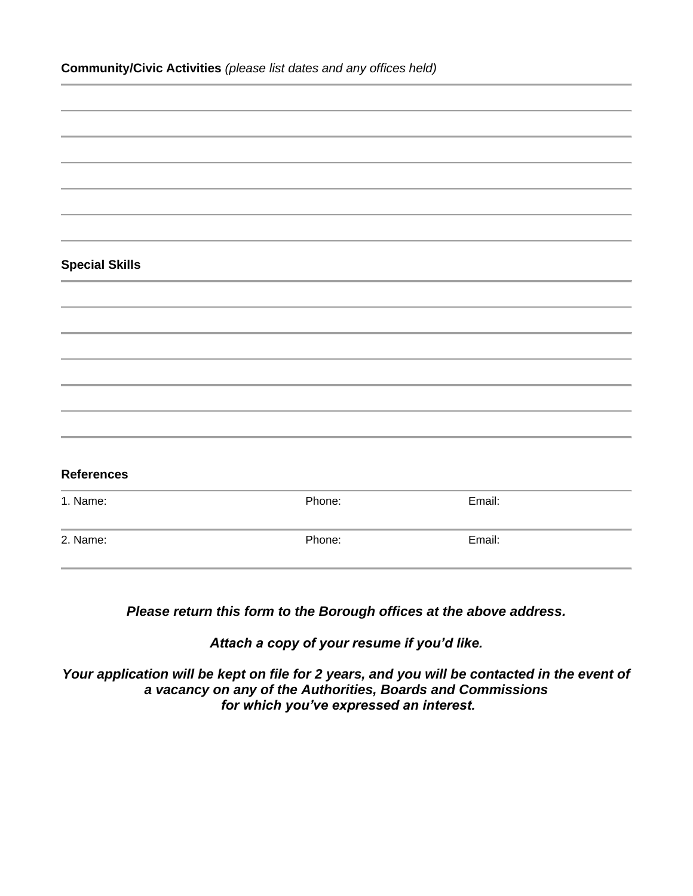**Community/Civic Activities** *(please list dates and any offices held)*

**Special Skills**

**References**

1. Name: Phone: Email:

2. Name: Phone: Email:

***Please return this form to the Borough offices at the above address.***

***Attach a copy of your resume if you'd like.***

***Your application will be kept on file for 2 years, and you will be contacted in the event of a vacancy on any of the Authorities, Boards and Commissions for which you've expressed an interest.***